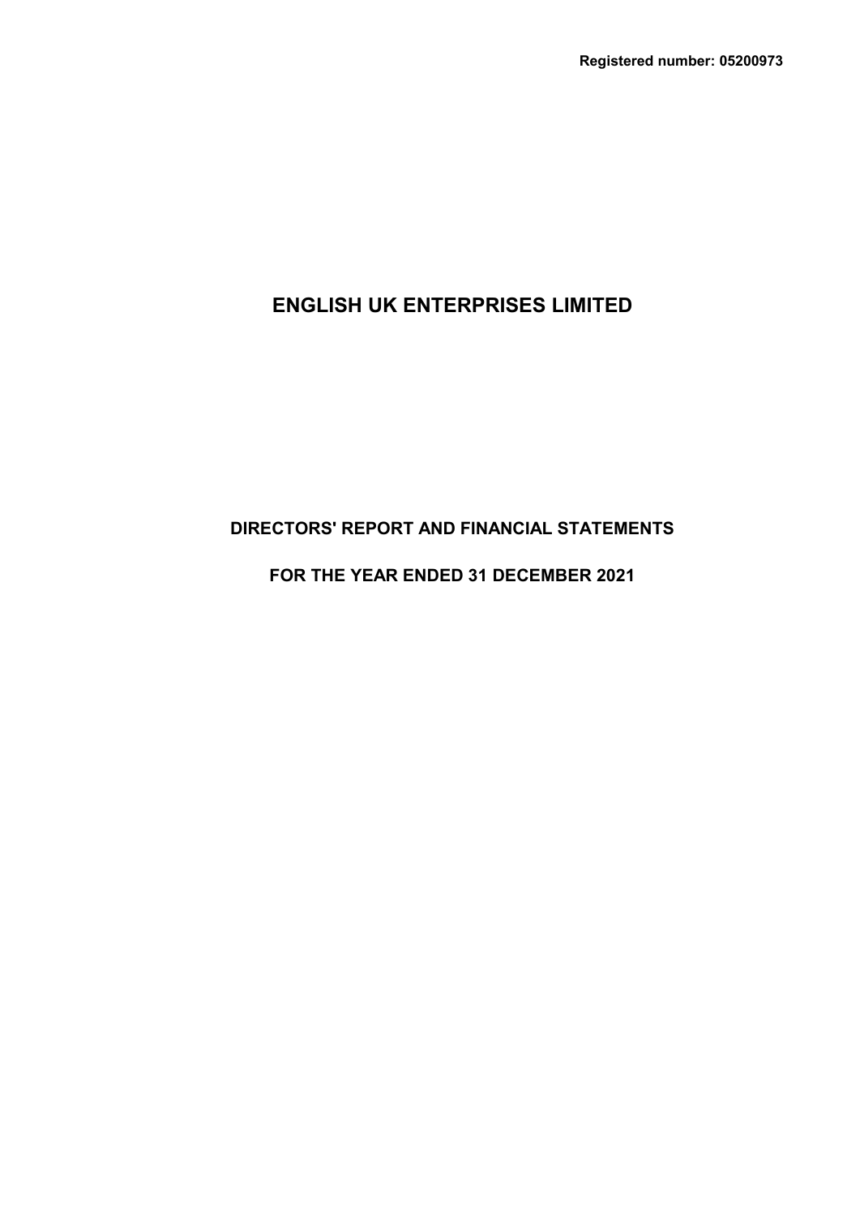**Registered number: 05200973**

# ENGLISH UK ENTERPRISES LIMITED

## DIRECTORS' REPORT AND FINANCIAL STATEMENTS

## FOR THE YEAR ENDED 31 DECEMBER 2021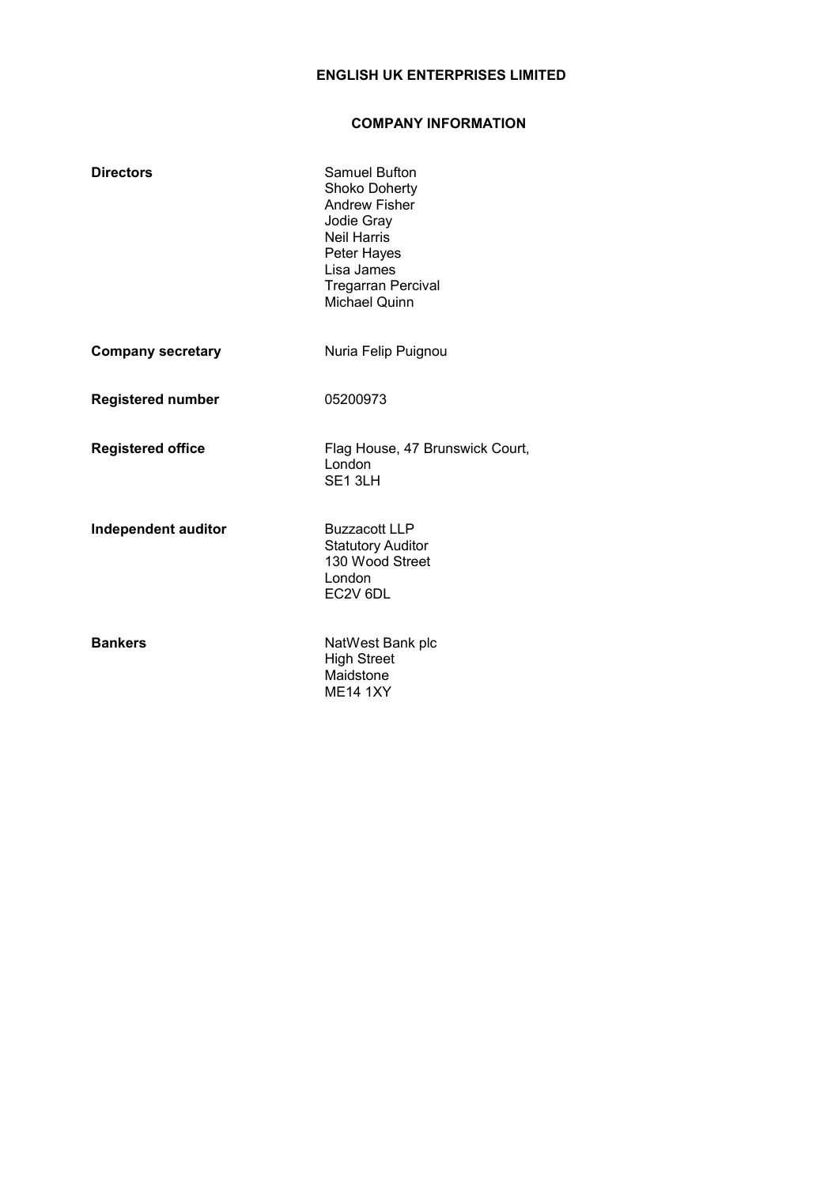# ENGLISH UK ENTERPRISES LIMITED

## COMPANY INFORMATION

**Directors**

Samuel Bufton
Shoko Doherty
Andrew Fisher
Jodie Gray
Neil Harris
Peter Hayes
Lisa James
Tregarran Percival
Michael Quinn

**Company secretary**

Nuria Felip Puignou

**Registered number**

05200973

**Registered office**

Flag House, 47 Brunswick Court,
London
SE1 3LH

**Independent auditor**

Buzzacott LLP
Statutory Auditor
130 Wood Street
London
EC2V 6DL

**Bankers**

NatWest Bank plc
High Street
Maidstone
ME14 1XY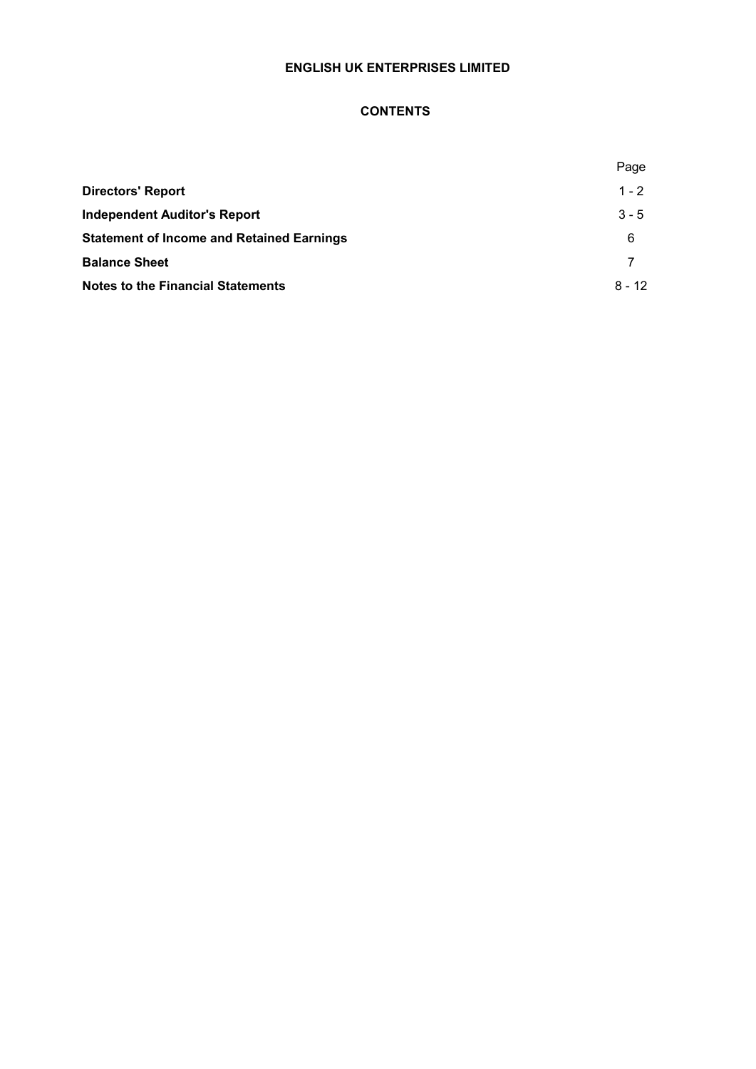**ENGLISH UK ENTERPRISES LIMITED**

## CONTENTS

| | Page |
|---|---|
| **Directors' Report** | 1 - 2 |
| **Independent Auditor's Report** | 3 - 5 |
| **Statement of Income and Retained Earnings** | 6 |
| **Balance Sheet** | 7 |
| **Notes to the Financial Statements** | 8 - 12 |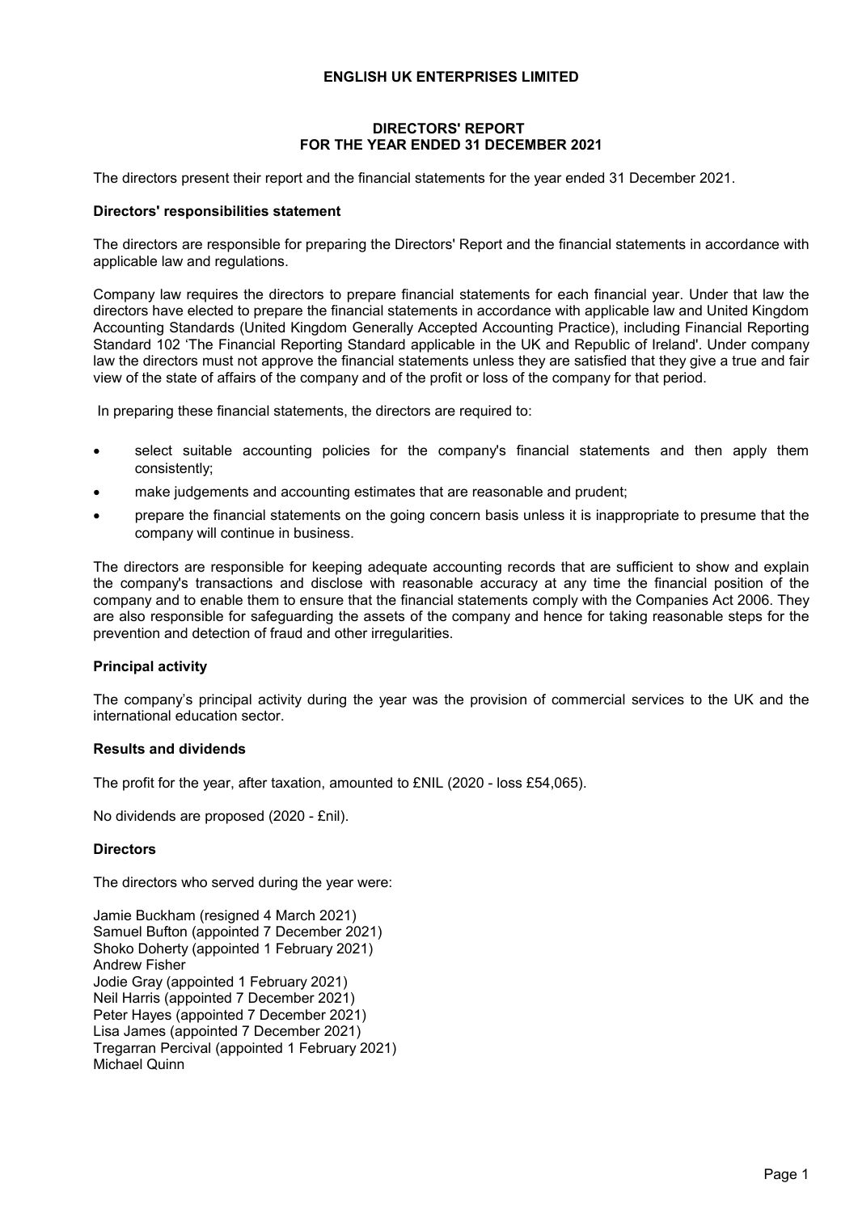# ENGLISH UK ENTERPRISES LIMITED

## DIRECTORS' REPORT
## FOR THE YEAR ENDED 31 DECEMBER 2021

The directors present their report and the financial statements for the year ended 31 December 2021.

### Directors' responsibilities statement

The directors are responsible for preparing the Directors' Report and the financial statements in accordance with applicable law and regulations.

Company law requires the directors to prepare financial statements for each financial year. Under that law the directors have elected to prepare the financial statements in accordance with applicable law and United Kingdom Accounting Standards (United Kingdom Generally Accepted Accounting Practice), including Financial Reporting Standard 102 'The Financial Reporting Standard applicable in the UK and Republic of Ireland'. Under company law the directors must not approve the financial statements unless they are satisfied that they give a true and fair view of the state of affairs of the company and of the profit or loss of the company for that period.

In preparing these financial statements, the directors are required to:

- select suitable accounting policies for the company's financial statements and then apply them consistently;
- make judgements and accounting estimates that are reasonable and prudent;
- prepare the financial statements on the going concern basis unless it is inappropriate to presume that the company will continue in business.

The directors are responsible for keeping adequate accounting records that are sufficient to show and explain the company's transactions and disclose with reasonable accuracy at any time the financial position of the company and to enable them to ensure that the financial statements comply with the Companies Act 2006. They are also responsible for safeguarding the assets of the company and hence for taking reasonable steps for the prevention and detection of fraud and other irregularities.

### Principal activity

The company's principal activity during the year was the provision of commercial services to the UK and the international education sector.

### Results and dividends

The profit for the year, after taxation, amounted to £NIL (2020 - loss £54,065).

No dividends are proposed (2020 - £nil).

### Directors

The directors who served during the year were:

Jamie Buckham (resigned 4 March 2021)
Samuel Bufton (appointed 7 December 2021)
Shoko Doherty (appointed 1 February 2021)
Andrew Fisher
Jodie Gray (appointed 1 February 2021)
Neil Harris (appointed 7 December 2021)
Peter Hayes (appointed 7 December 2021)
Lisa James (appointed 7 December 2021)
Tregarran Percival (appointed 1 February 2021)
Michael Quinn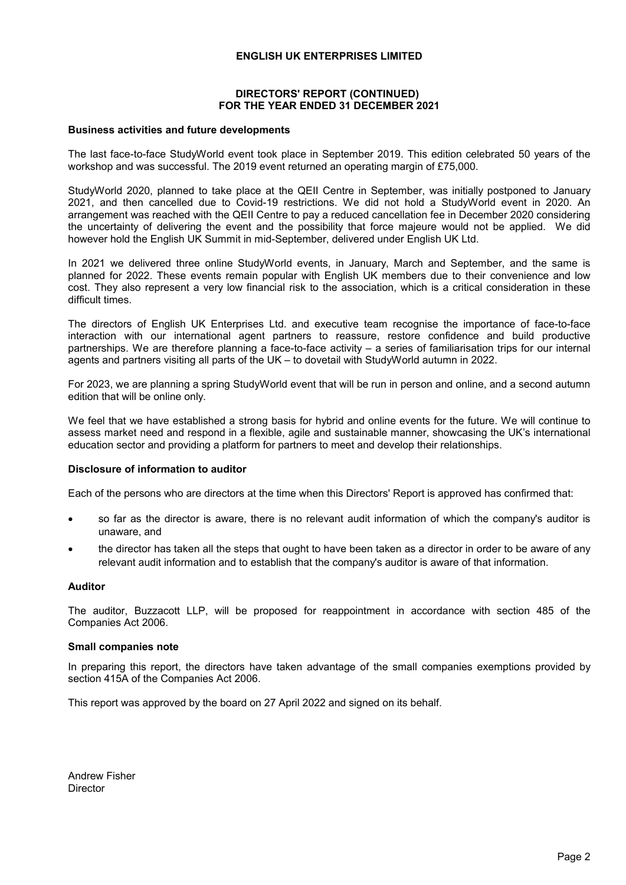# ENGLISH UK ENTERPRISES LIMITED

## DIRECTORS' REPORT (CONTINUED)
## FOR THE YEAR ENDED 31 DECEMBER 2021

### Business activities and future developments

The last face-to-face StudyWorld event took place in September 2019. This edition celebrated 50 years of the workshop and was successful. The 2019 event returned an operating margin of £75,000.

StudyWorld 2020, planned to take place at the QEII Centre in September, was initially postponed to January 2021, and then cancelled due to Covid-19 restrictions. We did not hold a StudyWorld event in 2020. An arrangement was reached with the QEII Centre to pay a reduced cancellation fee in December 2020 considering the uncertainty of delivering the event and the possibility that force majeure would not be applied. We did however hold the English UK Summit in mid-September, delivered under English UK Ltd.

In 2021 we delivered three online StudyWorld events, in January, March and September, and the same is planned for 2022. These events remain popular with English UK members due to their convenience and low cost. They also represent a very low financial risk to the association, which is a critical consideration in these difficult times.

The directors of English UK Enterprises Ltd. and executive team recognise the importance of face-to-face interaction with our international agent partners to reassure, restore confidence and build productive partnerships. We are therefore planning a face-to-face activity – a series of familiarisation trips for our internal agents and partners visiting all parts of the UK – to dovetail with StudyWorld autumn in 2022.

For 2023, we are planning a spring StudyWorld event that will be run in person and online, and a second autumn edition that will be online only.

We feel that we have established a strong basis for hybrid and online events for the future. We will continue to assess market need and respond in a flexible, agile and sustainable manner, showcasing the UK's international education sector and providing a platform for partners to meet and develop their relationships.

### Disclosure of information to auditor

Each of the persons who are directors at the time when this Directors' Report is approved has confirmed that:

- so far as the director is aware, there is no relevant audit information of which the company's auditor is unaware, and
- the director has taken all the steps that ought to have been taken as a director in order to be aware of any relevant audit information and to establish that the company's auditor is aware of that information.

### Auditor

The auditor, Buzzacott LLP, will be proposed for reappointment in accordance with section 485 of the Companies Act 2006.

### Small companies note

In preparing this report, the directors have taken advantage of the small companies exemptions provided by section 415A of the Companies Act 2006.

This report was approved by the board on 27 April 2022 and signed on its behalf.

Andrew Fisher
Director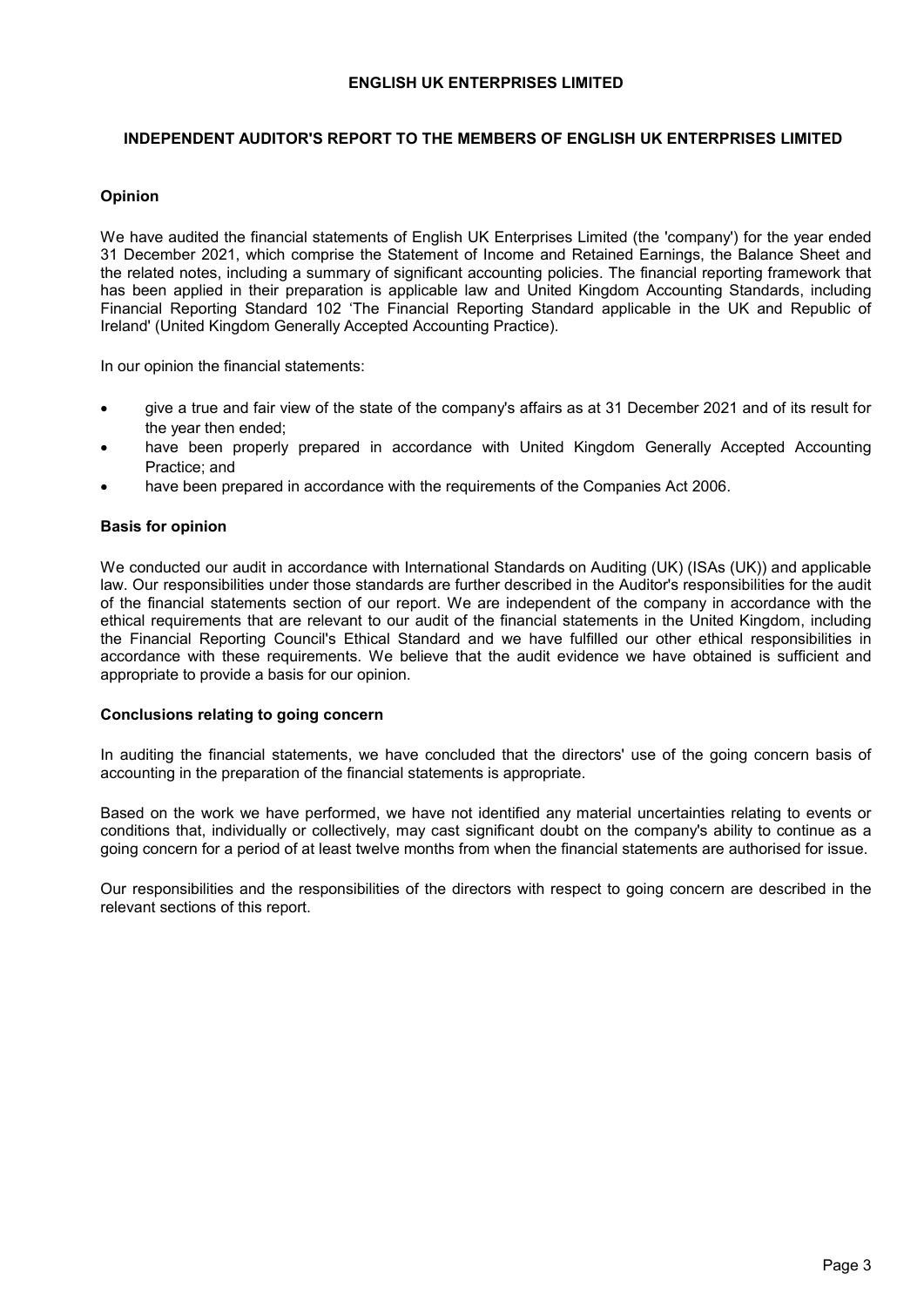# ENGLISH UK ENTERPRISES LIMITED

## INDEPENDENT AUDITOR'S REPORT TO THE MEMBERS OF ENGLISH UK ENTERPRISES LIMITED

### Opinion

We have audited the financial statements of English UK Enterprises Limited (the 'company') for the year ended 31 December 2021, which comprise the Statement of Income and Retained Earnings, the Balance Sheet and the related notes, including a summary of significant accounting policies. The financial reporting framework that has been applied in their preparation is applicable law and United Kingdom Accounting Standards, including Financial Reporting Standard 102 'The Financial Reporting Standard applicable in the UK and Republic of Ireland' (United Kingdom Generally Accepted Accounting Practice).

In our opinion the financial statements:

- give a true and fair view of the state of the company's affairs as at 31 December 2021 and of its result for the year then ended;
- have been properly prepared in accordance with United Kingdom Generally Accepted Accounting Practice; and
- have been prepared in accordance with the requirements of the Companies Act 2006.

### Basis for opinion

We conducted our audit in accordance with International Standards on Auditing (UK) (ISAs (UK)) and applicable law. Our responsibilities under those standards are further described in the Auditor's responsibilities for the audit of the financial statements section of our report. We are independent of the company in accordance with the ethical requirements that are relevant to our audit of the financial statements in the United Kingdom, including the Financial Reporting Council's Ethical Standard and we have fulfilled our other ethical responsibilities in accordance with these requirements. We believe that the audit evidence we have obtained is sufficient and appropriate to provide a basis for our opinion.

### Conclusions relating to going concern

In auditing the financial statements, we have concluded that the directors' use of the going concern basis of accounting in the preparation of the financial statements is appropriate.

Based on the work we have performed, we have not identified any material uncertainties relating to events or conditions that, individually or collectively, may cast significant doubt on the company's ability to continue as a going concern for a period of at least twelve months from when the financial statements are authorised for issue.

Our responsibilities and the responsibilities of the directors with respect to going concern are described in the relevant sections of this report.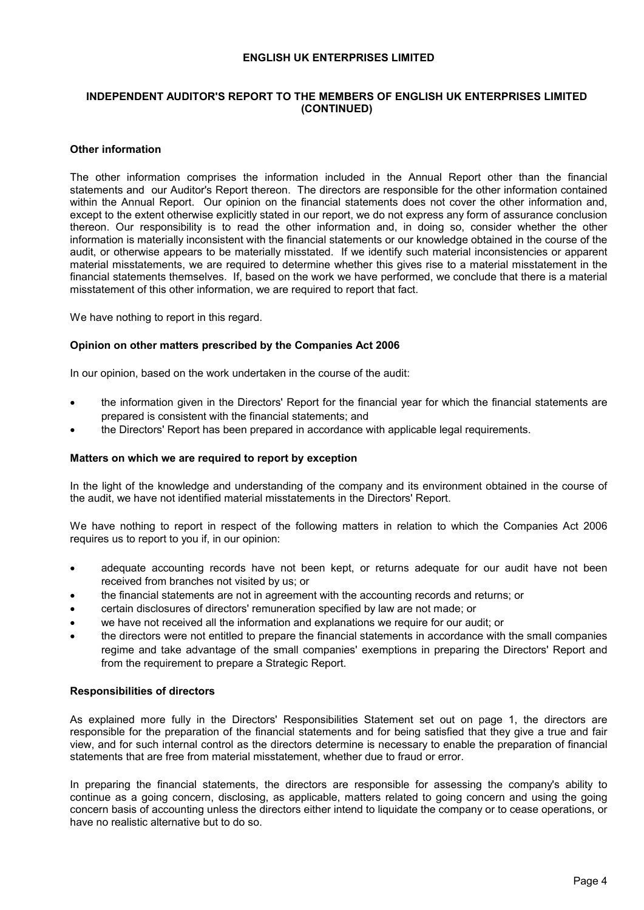**ENGLISH UK ENTERPRISES LIMITED**

**INDEPENDENT AUDITOR'S REPORT TO THE MEMBERS OF ENGLISH UK ENTERPRISES LIMITED (CONTINUED)**

**Other information**

The other information comprises the information included in the Annual Report other than the financial statements and our Auditor's Report thereon. The directors are responsible for the other information contained within the Annual Report. Our opinion on the financial statements does not cover the other information and, except to the extent otherwise explicitly stated in our report, we do not express any form of assurance conclusion thereon. Our responsibility is to read the other information and, in doing so, consider whether the other information is materially inconsistent with the financial statements or our knowledge obtained in the course of the audit, or otherwise appears to be materially misstated. If we identify such material inconsistencies or apparent material misstatements, we are required to determine whether this gives rise to a material misstatement in the financial statements themselves. If, based on the work we have performed, we conclude that there is a material misstatement of this other information, we are required to report that fact.

We have nothing to report in this regard.

**Opinion on other matters prescribed by the Companies Act 2006**

In our opinion, based on the work undertaken in the course of the audit:

- the information given in the Directors' Report for the financial year for which the financial statements are prepared is consistent with the financial statements; and
- the Directors' Report has been prepared in accordance with applicable legal requirements.

**Matters on which we are required to report by exception**

In the light of the knowledge and understanding of the company and its environment obtained in the course of the audit, we have not identified material misstatements in the Directors' Report.

We have nothing to report in respect of the following matters in relation to which the Companies Act 2006 requires us to report to you if, in our opinion:

- adequate accounting records have not been kept, or returns adequate for our audit have not been received from branches not visited by us; or
- the financial statements are not in agreement with the accounting records and returns; or
- certain disclosures of directors' remuneration specified by law are not made; or
- we have not received all the information and explanations we require for our audit; or
- the directors were not entitled to prepare the financial statements in accordance with the small companies regime and take advantage of the small companies' exemptions in preparing the Directors' Report and from the requirement to prepare a Strategic Report.

**Responsibilities of directors**

As explained more fully in the Directors' Responsibilities Statement set out on page 1, the directors are responsible for the preparation of the financial statements and for being satisfied that they give a true and fair view, and for such internal control as the directors determine is necessary to enable the preparation of financial statements that are free from material misstatement, whether due to fraud or error.

In preparing the financial statements, the directors are responsible for assessing the company's ability to continue as a going concern, disclosing, as applicable, matters related to going concern and using the going concern basis of accounting unless the directors either intend to liquidate the company or to cease operations, or have no realistic alternative but to do so.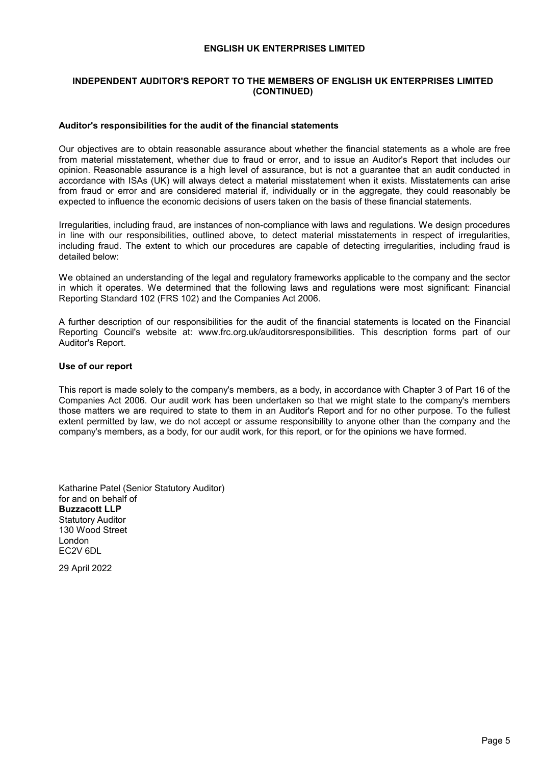# ENGLISH UK ENTERPRISES LIMITED

## INDEPENDENT AUDITOR'S REPORT TO THE MEMBERS OF ENGLISH UK ENTERPRISES LIMITED (CONTINUED)

### Auditor's responsibilities for the audit of the financial statements

Our objectives are to obtain reasonable assurance about whether the financial statements as a whole are free from material misstatement, whether due to fraud or error, and to issue an Auditor's Report that includes our opinion. Reasonable assurance is a high level of assurance, but is not a guarantee that an audit conducted in accordance with ISAs (UK) will always detect a material misstatement when it exists. Misstatements can arise from fraud or error and are considered material if, individually or in the aggregate, they could reasonably be expected to influence the economic decisions of users taken on the basis of these financial statements.

Irregularities, including fraud, are instances of non-compliance with laws and regulations. We design procedures in line with our responsibilities, outlined above, to detect material misstatements in respect of irregularities, including fraud. The extent to which our procedures are capable of detecting irregularities, including fraud is detailed below:

We obtained an understanding of the legal and regulatory frameworks applicable to the company and the sector in which it operates. We determined that the following laws and regulations were most significant: Financial Reporting Standard 102 (FRS 102) and the Companies Act 2006.

A further description of our responsibilities for the audit of the financial statements is located on the Financial Reporting Council's website at: www.frc.org.uk/auditorsresponsibilities. This description forms part of our Auditor's Report.

### Use of our report

This report is made solely to the company's members, as a body, in accordance with Chapter 3 of Part 16 of the Companies Act 2006. Our audit work has been undertaken so that we might state to the company's members those matters we are required to state to them in an Auditor's Report and for no other purpose. To the fullest extent permitted by law, we do not accept or assume responsibility to anyone other than the company and the company's members, as a body, for our audit work, for this report, or for the opinions we have formed.

Katharine Patel (Senior Statutory Auditor)
for and on behalf of
**Buzzacott LLP**
Statutory Auditor
130 Wood Street
London
EC2V 6DL

29 April 2022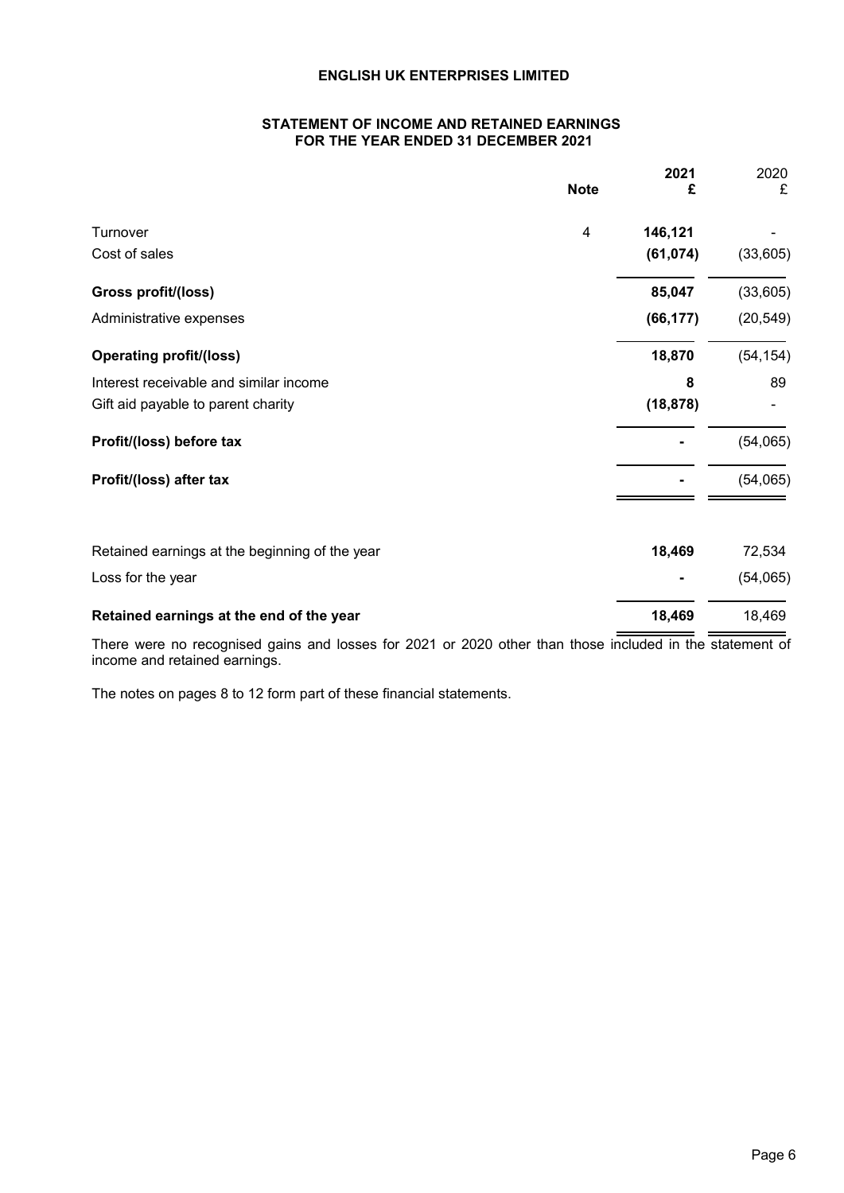**ENGLISH UK ENTERPRISES LIMITED**

**STATEMENT OF INCOME AND RETAINED EARNINGS FOR THE YEAR ENDED 31 DECEMBER 2021**

| | Note | 2021 £ | 2020 £ |
|---|---|---|---|
| Turnover | 4 | **146,121** | - |
| Cost of sales | | **(61,074)** | (33,605) |
| **Gross profit/(loss)** | | **85,047** | (33,605) |
| Administrative expenses | | **(66,177)** | (20,549) |
| **Operating profit/(loss)** | | **18,870** | (54,154) |
| Interest receivable and similar income | | **8** | 89 |
| Gift aid payable to parent charity | | **(18,878)** | - |
| **Profit/(loss) before tax** | | **-** | (54,065) |
| **Profit/(loss) after tax** | | **-** | (54,065) |
| | | | |
| Retained earnings at the beginning of the year | | **18,469** | 72,534 |
| Loss for the year | | **-** | (54,065) |
| **Retained earnings at the end of the year** | | **18,469** | 18,469 |

There were no recognised gains and losses for 2021 or 2020 other than those included in the statement of income and retained earnings.

The notes on pages 8 to 12 form part of these financial statements.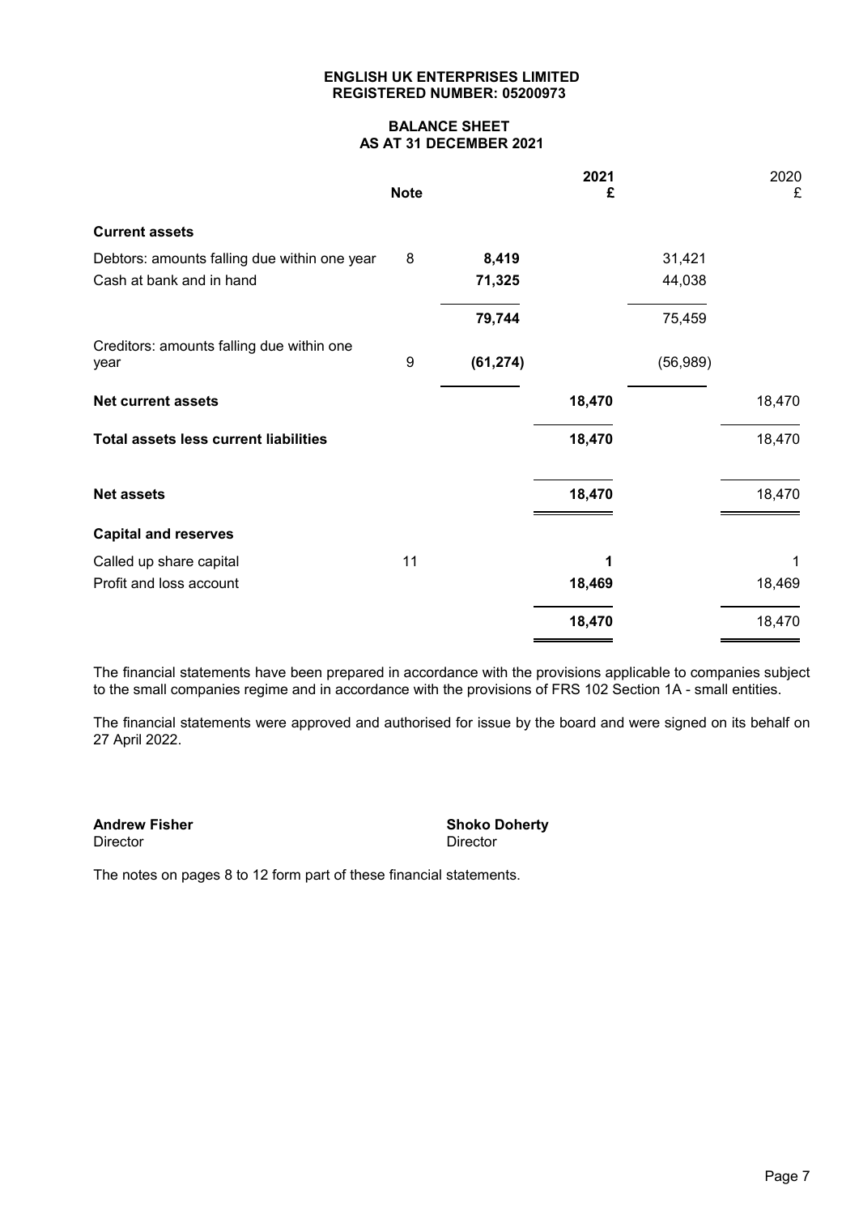**ENGLISH UK ENTERPRISES LIMITED**
**REGISTERED NUMBER: 05200973**

# BALANCE SHEET
## AS AT 31 DECEMBER 2021

| | Note | | 2021 £ | | 2020 £ |
|---|---|---|---|---|---|
| **Current assets** | | | | | |
| Debtors: amounts falling due within one year | 8 | **8,419** | | 31,421 | |
| Cash at bank and in hand | | **71,325** | | 44,038 | |
| | | **79,744** | | 75,459 | |
| Creditors: amounts falling due within one year | 9 | **(61,274)** | | (56,989) | |
| **Net current assets** | | | **18,470** | | 18,470 |
| **Total assets less current liabilities** | | | **18,470** | | 18,470 |
| **Net assets** | | | **18,470** | | 18,470 |
| **Capital and reserves** | | | | | |
| Called up share capital | 11 | | **1** | | 1 |
| Profit and loss account | | | **18,469** | | 18,469 |
| | | | **18,470** | | 18,470 |

The financial statements have been prepared in accordance with the provisions applicable to companies subject to the small companies regime and in accordance with the provisions of FRS 102 Section 1A - small entities.

The financial statements were approved and authorised for issue by the board and were signed on its behalf on 27 April 2022.

**Andrew Fisher**
Director

**Shoko Doherty**
Director

The notes on pages 8 to 12 form part of these financial statements.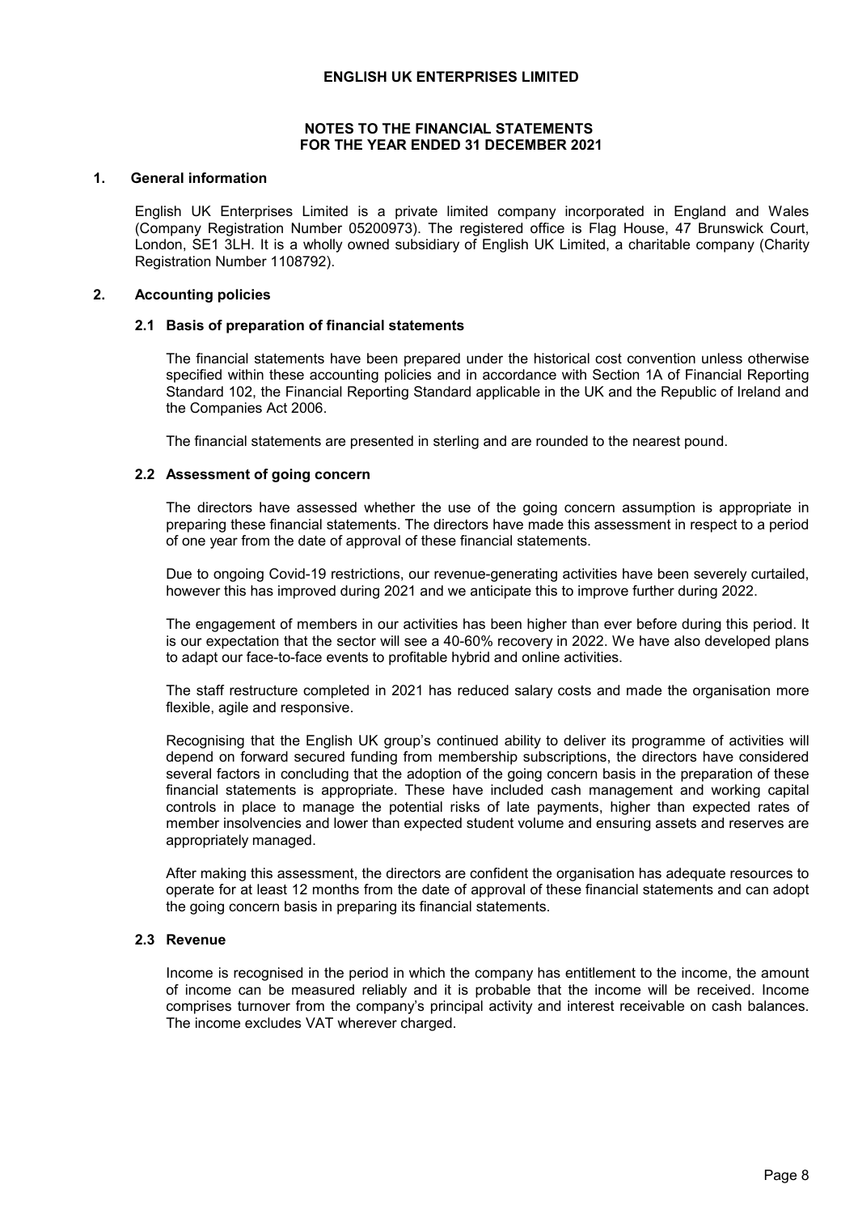# ENGLISH UK ENTERPRISES LIMITED

## NOTES TO THE FINANCIAL STATEMENTS FOR THE YEAR ENDED 31 DECEMBER 2021

### 1. General information

English UK Enterprises Limited is a private limited company incorporated in England and Wales (Company Registration Number 05200973). The registered office is Flag House, 47 Brunswick Court, London, SE1 3LH. It is a wholly owned subsidiary of English UK Limited, a charitable company (Charity Registration Number 1108792).

### 2. Accounting policies

#### 2.1 Basis of preparation of financial statements

The financial statements have been prepared under the historical cost convention unless otherwise specified within these accounting policies and in accordance with Section 1A of Financial Reporting Standard 102, the Financial Reporting Standard applicable in the UK and the Republic of Ireland and the Companies Act 2006.

The financial statements are presented in sterling and are rounded to the nearest pound.

#### 2.2 Assessment of going concern

The directors have assessed whether the use of the going concern assumption is appropriate in preparing these financial statements. The directors have made this assessment in respect to a period of one year from the date of approval of these financial statements.

Due to ongoing Covid-19 restrictions, our revenue-generating activities have been severely curtailed, however this has improved during 2021 and we anticipate this to improve further during 2022.

The engagement of members in our activities has been higher than ever before during this period. It is our expectation that the sector will see a 40-60% recovery in 2022. We have also developed plans to adapt our face-to-face events to profitable hybrid and online activities.

The staff restructure completed in 2021 has reduced salary costs and made the organisation more flexible, agile and responsive.

Recognising that the English UK group's continued ability to deliver its programme of activities will depend on forward secured funding from membership subscriptions, the directors have considered several factors in concluding that the adoption of the going concern basis in the preparation of these financial statements is appropriate. These have included cash management and working capital controls in place to manage the potential risks of late payments, higher than expected rates of member insolvencies and lower than expected student volume and ensuring assets and reserves are appropriately managed.

After making this assessment, the directors are confident the organisation has adequate resources to operate for at least 12 months from the date of approval of these financial statements and can adopt the going concern basis in preparing its financial statements.

#### 2.3 Revenue

Income is recognised in the period in which the company has entitlement to the income, the amount of income can be measured reliably and it is probable that the income will be received. Income comprises turnover from the company's principal activity and interest receivable on cash balances. The income excludes VAT wherever charged.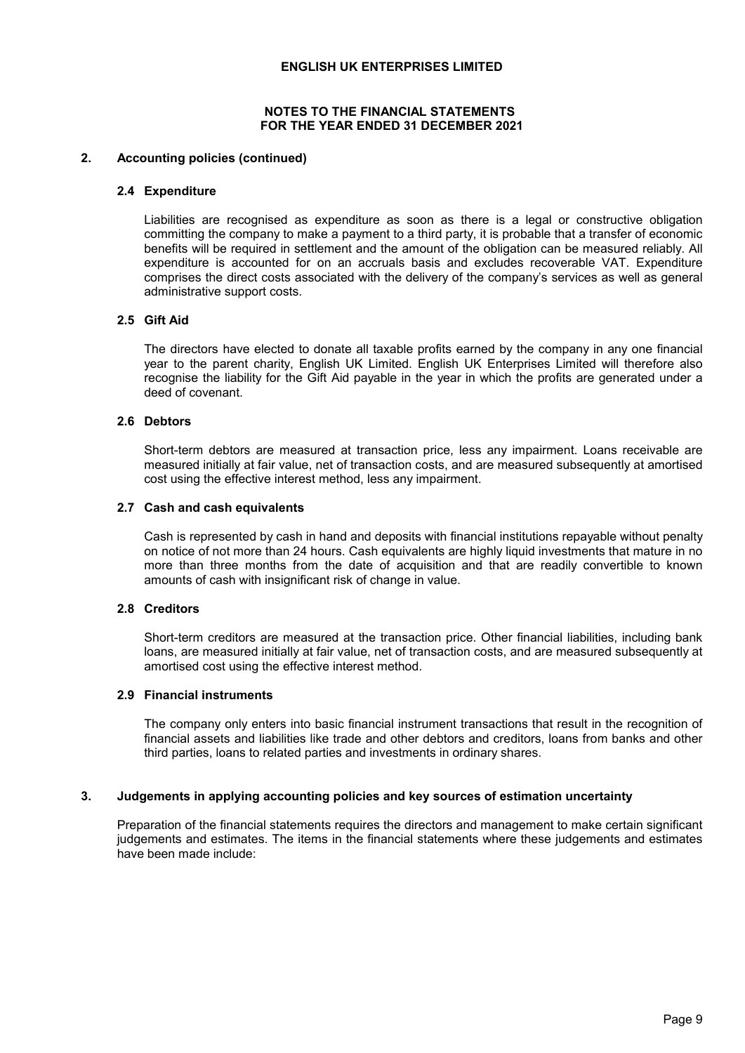## 2. Accounting policies (continued)

### 2.4 Expenditure

Liabilities are recognised as expenditure as soon as there is a legal or constructive obligation committing the company to make a payment to a third party, it is probable that a transfer of economic benefits will be required in settlement and the amount of the obligation can be measured reliably. All expenditure is accounted for on an accruals basis and excludes recoverable VAT. Expenditure comprises the direct costs associated with the delivery of the company's services as well as general administrative support costs.

### 2.5 Gift Aid

The directors have elected to donate all taxable profits earned by the company in any one financial year to the parent charity, English UK Limited. English UK Enterprises Limited will therefore also recognise the liability for the Gift Aid payable in the year in which the profits are generated under a deed of covenant.

### 2.6 Debtors

Short-term debtors are measured at transaction price, less any impairment. Loans receivable are measured initially at fair value, net of transaction costs, and are measured subsequently at amortised cost using the effective interest method, less any impairment.

### 2.7 Cash and cash equivalents

Cash is represented by cash in hand and deposits with financial institutions repayable without penalty on notice of not more than 24 hours. Cash equivalents are highly liquid investments that mature in no more than three months from the date of acquisition and that are readily convertible to known amounts of cash with insignificant risk of change in value.

### 2.8 Creditors

Short-term creditors are measured at the transaction price. Other financial liabilities, including bank loans, are measured initially at fair value, net of transaction costs, and are measured subsequently at amortised cost using the effective interest method.

### 2.9 Financial instruments

The company only enters into basic financial instrument transactions that result in the recognition of financial assets and liabilities like trade and other debtors and creditors, loans from banks and other third parties, loans to related parties and investments in ordinary shares.

## 3. Judgements in applying accounting policies and key sources of estimation uncertainty

Preparation of the financial statements requires the directors and management to make certain significant judgements and estimates. The items in the financial statements where these judgements and estimates have been made include: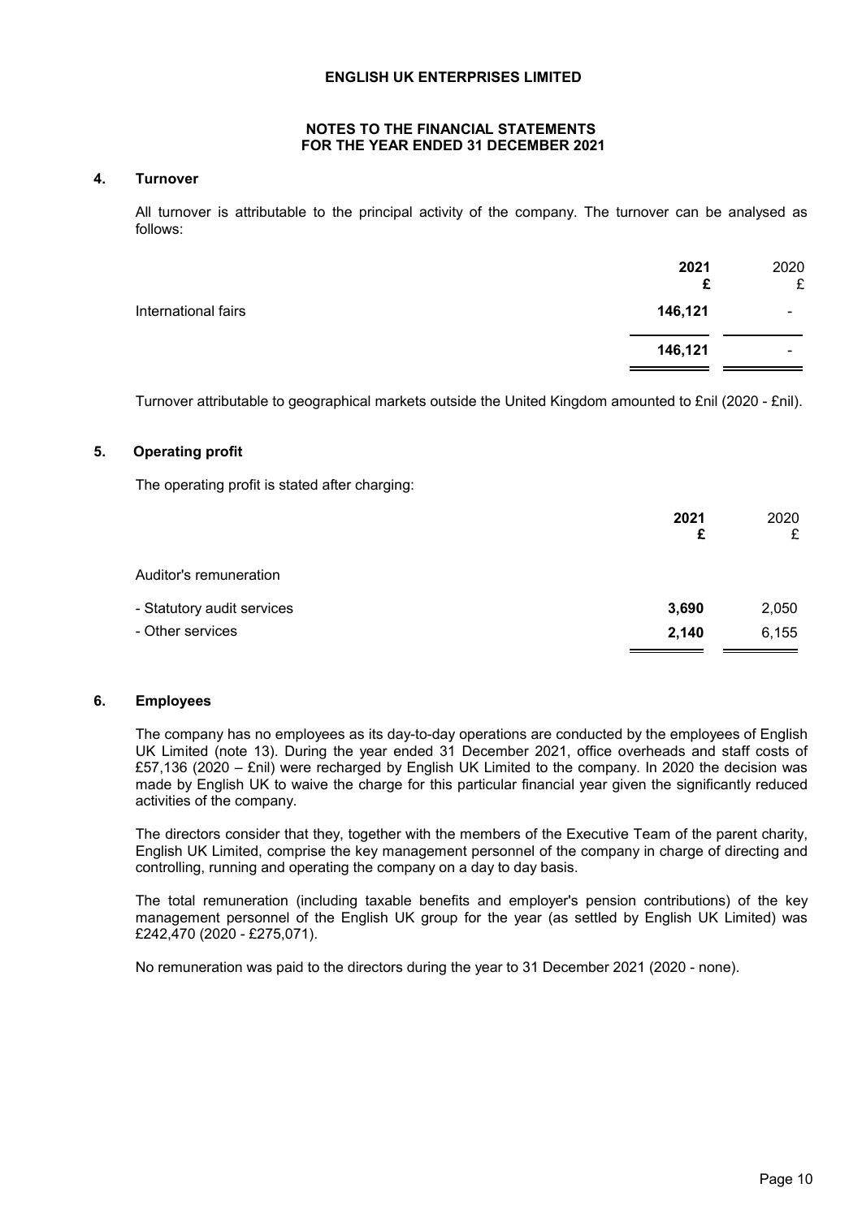**ENGLISH UK ENTERPRISES LIMITED**

**NOTES TO THE FINANCIAL STATEMENTS**
**FOR THE YEAR ENDED 31 DECEMBER 2021**

## 4. Turnover

All turnover is attributable to the principal activity of the company. The turnover can be analysed as follows:

| | 2021 £ | 2020 £ |
|---|---|---|
| International fairs | 146,121 | - |
| | 146,121 | - |

Turnover attributable to geographical markets outside the United Kingdom amounted to £nil (2020 - £nil).

## 5. Operating profit

The operating profit is stated after charging:

| | 2021 £ | 2020 £ |
|---|---|---|
| Auditor's remuneration | | |
| - Statutory audit services | 3,690 | 2,050 |
| - Other services | 2,140 | 6,155 |

## 6. Employees

The company has no employees as its day-to-day operations are conducted by the employees of English UK Limited (note 13). During the year ended 31 December 2021, office overheads and staff costs of £57,136 (2020 – £nil) were recharged by English UK Limited to the company. In 2020 the decision was made by English UK to waive the charge for this particular financial year given the significantly reduced activities of the company.

The directors consider that they, together with the members of the Executive Team of the parent charity, English UK Limited, comprise the key management personnel of the company in charge of directing and controlling, running and operating the company on a day to day basis.

The total remuneration (including taxable benefits and employer's pension contributions) of the key management personnel of the English UK group for the year (as settled by English UK Limited) was £242,470 (2020 - £275,071).

No remuneration was paid to the directors during the year to 31 December 2021 (2020 - none).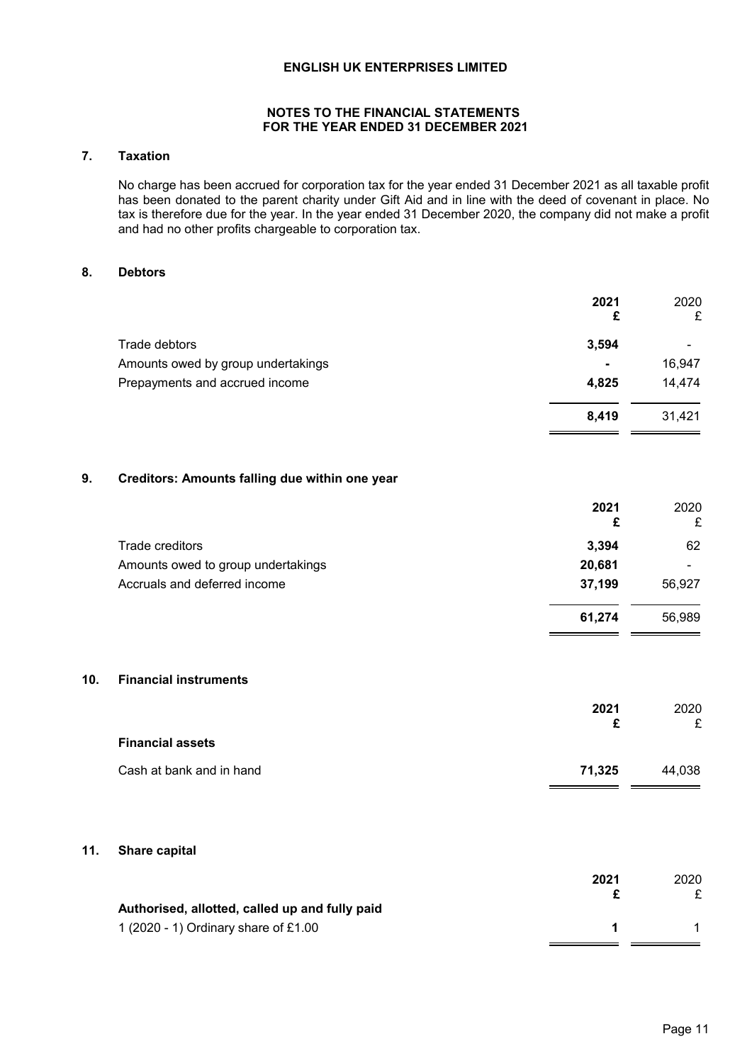# ENGLISH UK ENTERPRISES LIMITED

## NOTES TO THE FINANCIAL STATEMENTS
## FOR THE YEAR ENDED 31 DECEMBER 2021

### 7. Taxation

No charge has been accrued for corporation tax for the year ended 31 December 2021 as all taxable profit has been donated to the parent charity under Gift Aid and in line with the deed of covenant in place. No tax is therefore due for the year. In the year ended 31 December 2020, the company did not make a profit and had no other profits chargeable to corporation tax.

### 8. Debtors

| | **2021** **£** | 2020 £ |
|---|---|---|
| Trade debtors | **3,594** | - |
| Amounts owed by group undertakings | **-** | 16,947 |
| Prepayments and accrued income | **4,825** | 14,474 |
| | **8,419** | 31,421 |

### 9. Creditors: Amounts falling due within one year

| | **2021** **£** | 2020 £ |
|---|---|---|
| Trade creditors | **3,394** | 62 |
| Amounts owed to group undertakings | **20,681** | - |
| Accruals and deferred income | **37,199** | 56,927 |
| | **61,274** | 56,989 |

### 10. Financial instruments

| | **2021** **£** | 2020 £ |
|---|---|---|
| **Financial assets** | | |
| Cash at bank and in hand | **71,325** | 44,038 |

### 11. Share capital

| | **2021** **£** | 2020 £ |
|---|---|---|
| **Authorised, allotted, called up and fully paid** | | |
| 1 (2020 - 1) Ordinary share of £1.00 | **1** | 1 |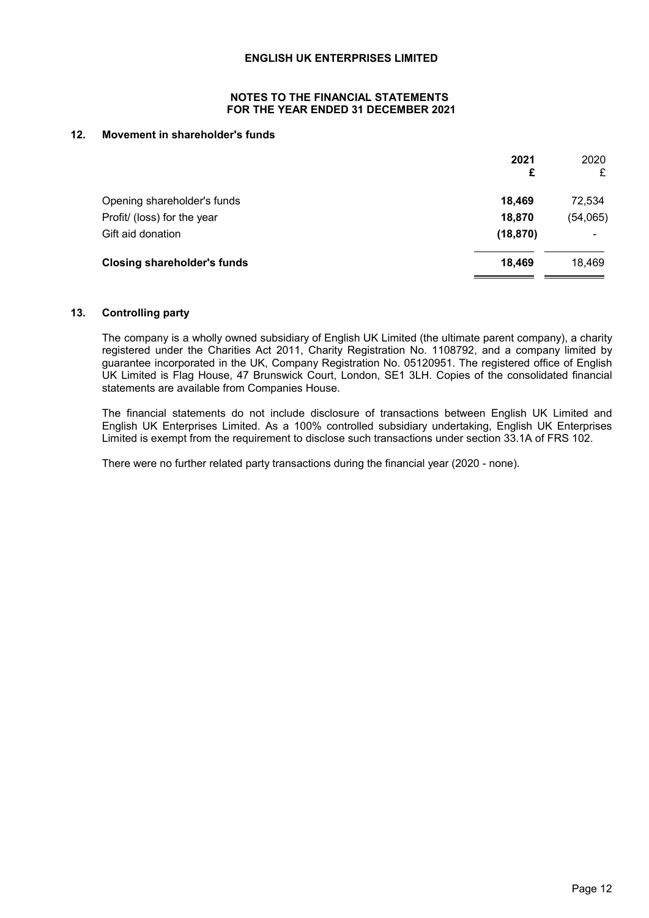**ENGLISH UK ENTERPRISES LIMITED**

**NOTES TO THE FINANCIAL STATEMENTS
FOR THE YEAR ENDED 31 DECEMBER 2021**

## 12. Movement in shareholder's funds

| | **2021** | 2020 |
|---|---|---|
| | **£** | £ |
| Opening shareholder's funds | **18,469** | 72,534 |
| Profit/ (loss) for the year | **18,870** | (54,065) |
| Gift aid donation | **(18,870)** | - |
| **Closing shareholder's funds** | **18,469** | 18,469 |

## 13. Controlling party

The company is a wholly owned subsidiary of English UK Limited (the ultimate parent company), a charity registered under the Charities Act 2011, Charity Registration No. 1108792, and a company limited by guarantee incorporated in the UK, Company Registration No. 05120951. The registered office of English UK Limited is Flag House, 47 Brunswick Court, London, SE1 3LH. Copies of the consolidated financial statements are available from Companies House.

The financial statements do not include disclosure of transactions between English UK Limited and English UK Enterprises Limited. As a 100% controlled subsidiary undertaking, English UK Enterprises Limited is exempt from the requirement to disclose such transactions under section 33.1A of FRS 102.

There were no further related party transactions during the financial year (2020 - none).